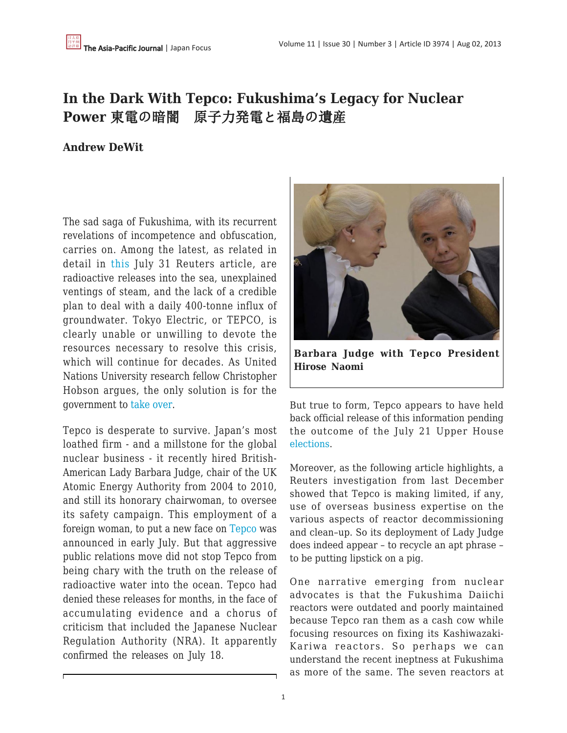# In the Dark With Tepco: Fukushima's Legacy for Nuclear Power 東電の暗闇　原子力発電と福島の遺産

**Andrew DeWit**

The sad saga of Fukushima, with its recurrent revelations of incompetence and obfuscation, carries on. Among the latest, as related in detail in this July 31 Reuters article, are radioactive releases into the sea, unexplained ventings of steam, and the lack of a credible plan to deal with a daily 400-tonne influx of groundwater. Tokyo Electric, or TEPCO, is clearly unable or unwilling to devote the resources necessary to resolve this crisis, which will continue for decades. As United Nations University research fellow Christopher Hobson argues, the only solution is for the government to take over.

Tepco is desperate to survive. Japan's most loathed firm - and a millstone for the global nuclear business - it recently hired British-American Lady Barbara Judge, chair of the UK Atomic Energy Authority from 2004 to 2010, and still its honorary chairwoman, to oversee its safety campaign. This employment of a foreign woman, to put a new face on Tepco was announced in early July. But that aggressive public relations move did not stop Tepco from being chary with the truth on the release of radioactive water into the ocean. Tepco had denied these releases for months, in the face of accumulating evidence and a chorus of criticism that included the Japanese Nuclear Regulation Authority (NRA). It apparently confirmed the releases on July 18.

**Barbara Judge with Tepco President Hirose Naomi**

But true to form, Tepco appears to have held back official release of this information pending the outcome of the July 21 Upper House elections.

Moreover, as the following article highlights, a Reuters investigation from last December showed that Tepco is making limited, if any, use of overseas business expertise on the various aspects of reactor decommissioning and clean–up. So its deployment of Lady Judge does indeed appear – to recycle an apt phrase – to be putting lipstick on a pig.

One narrative emerging from nuclear advocates is that the Fukushima Daiichi reactors were outdated and poorly maintained because Tepco ran them as a cash cow while focusing resources on fixing its Kashiwazaki-Kariwa reactors. So perhaps we can understand the recent ineptness at Fukushima as more of the same. The seven reactors at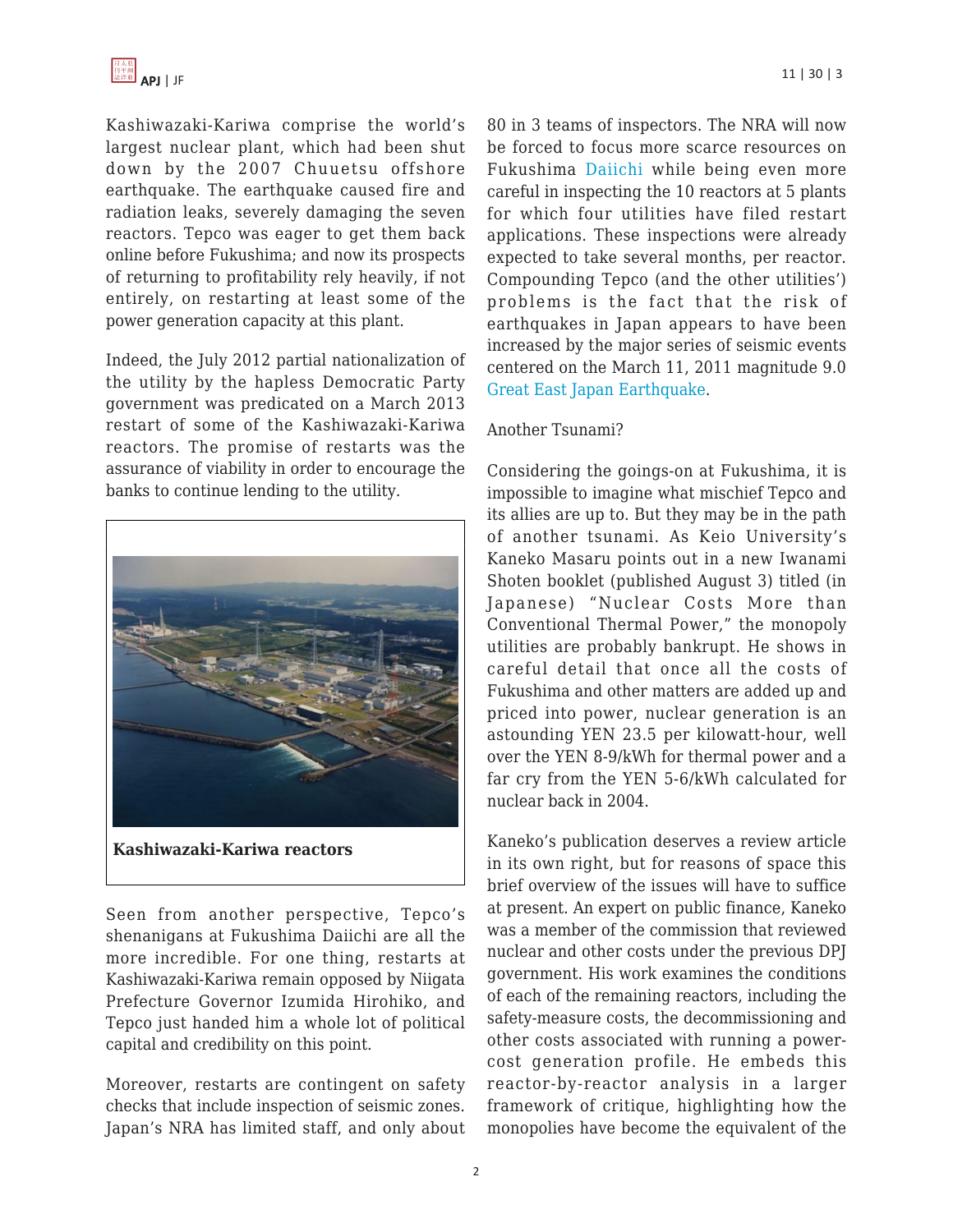Kashiwazaki-Kariwa comprise the world's largest nuclear plant, which had been shut down by the 2007 Chuuetsu offshore earthquake. The earthquake caused fire and radiation leaks, severely damaging the seven reactors. Tepco was eager to get them back online before Fukushima; and now its prospects of returning to profitability rely heavily, if not entirely, on restarting at least some of the power generation capacity at this plant.

Indeed, the July 2012 partial nationalization of the utility by the hapless Democratic Party government was predicated on a March 2013 restart of some of the Kashiwazaki-Kariwa reactors. The promise of restarts was the assurance of viability in order to encourage the banks to continue lending to the utility.

**Kashiwazaki-Kariwa reactors**

Seen from another perspective, Tepco's shenanigans at Fukushima Daiichi are all the more incredible. For one thing, restarts at Kashiwazaki-Kariwa remain opposed by Niigata Prefecture Governor Izumida Hirohiko, and Tepco just handed him a whole lot of political capital and credibility on this point.

Moreover, restarts are contingent on safety checks that include inspection of seismic zones. Japan's NRA has limited staff, and only about 80 in 3 teams of inspectors. The NRA will now be forced to focus more scarce resources on Fukushima Daiichi while being even more careful in inspecting the 10 reactors at 5 plants for which four utilities have filed restart applications. These inspections were already expected to take several months, per reactor. Compounding Tepco (and the other utilities') problems is the fact that the risk of earthquakes in Japan appears to have been increased by the major series of seismic events centered on the March 11, 2011 magnitude 9.0 Great East Japan Earthquake.

Another Tsunami?

Considering the goings-on at Fukushima, it is impossible to imagine what mischief Tepco and its allies are up to. But they may be in the path of another tsunami. As Keio University's Kaneko Masaru points out in a new Iwanami Shoten booklet (published August 3) titled (in Japanese) "Nuclear Costs More than Conventional Thermal Power," the monopoly utilities are probably bankrupt. He shows in careful detail that once all the costs of Fukushima and other matters are added up and priced into power, nuclear generation is an astounding YEN 23.5 per kilowatt-hour, well over the YEN 8-9/kWh for thermal power and a far cry from the YEN 5-6/kWh calculated for nuclear back in 2004.

Kaneko's publication deserves a review article in its own right, but for reasons of space this brief overview of the issues will have to suffice at present. An expert on public finance, Kaneko was a member of the commission that reviewed nuclear and other costs under the previous DPJ government. His work examines the conditions of each of the remaining reactors, including the safety-measure costs, the decommissioning and other costs associated with running a power-cost generation profile. He embeds this reactor-by-reactor analysis in a larger framework of critique, highlighting how the monopolies have become the equivalent of the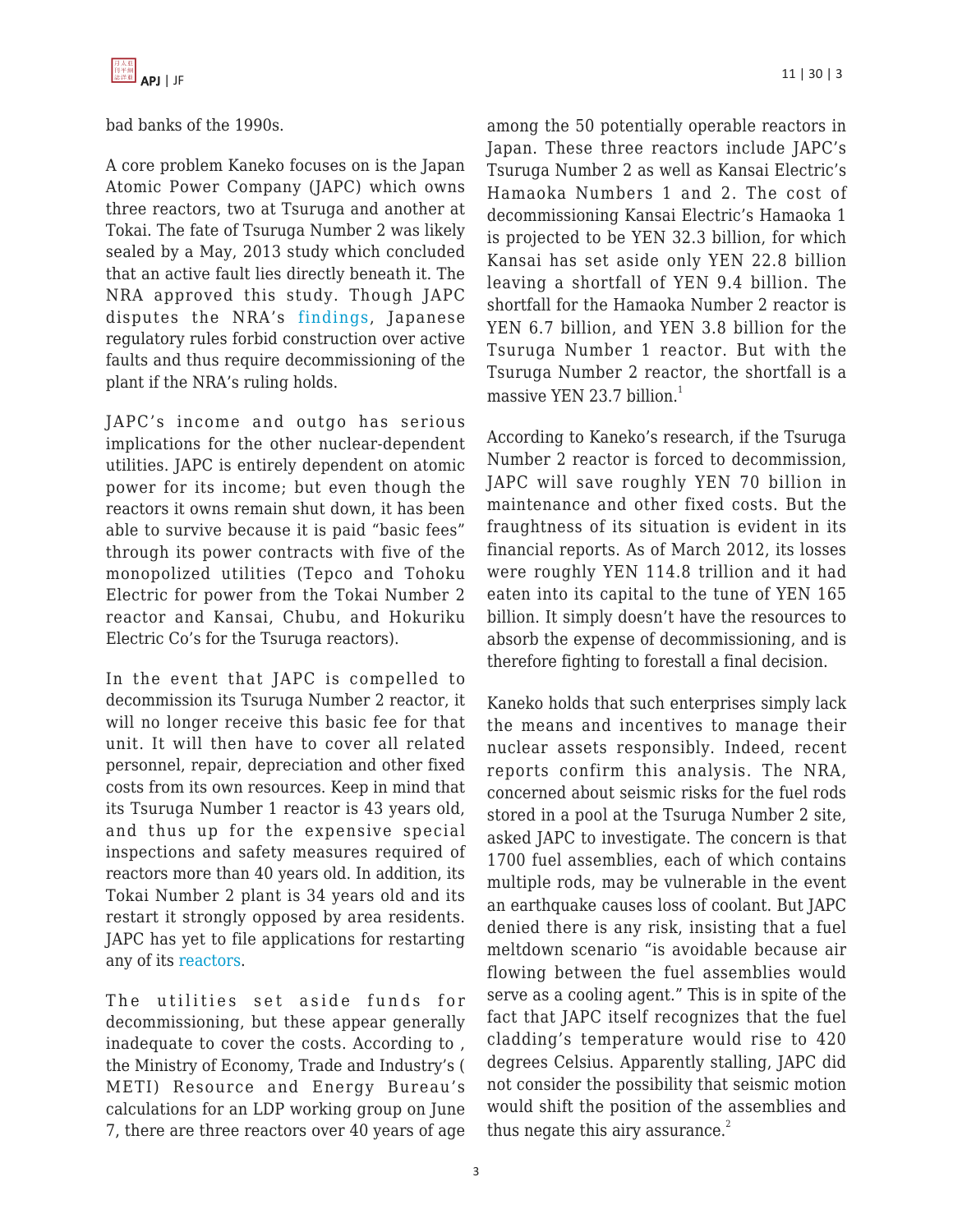bad banks of the 1990s.

A core problem Kaneko focuses on is the Japan Atomic Power Company (JAPC) which owns three reactors, two at Tsuruga and another at Tokai. The fate of Tsuruga Number 2 was likely sealed by a May, 2013 study which concluded that an active fault lies directly beneath it. The NRA approved this study. Though JAPC disputes the NRA's findings, Japanese regulatory rules forbid construction over active faults and thus require decommissioning of the plant if the NRA's ruling holds.

JAPC's income and outgo has serious implications for the other nuclear-dependent utilities. JAPC is entirely dependent on atomic power for its income; but even though the reactors it owns remain shut down, it has been able to survive because it is paid "basic fees" through its power contracts with five of the monopolized utilities (Tepco and Tohoku Electric for power from the Tokai Number 2 reactor and Kansai, Chubu, and Hokuriku Electric Co's for the Tsuruga reactors).

In the event that JAPC is compelled to decommission its Tsuruga Number 2 reactor, it will no longer receive this basic fee for that unit. It will then have to cover all related personnel, repair, depreciation and other fixed costs from its own resources. Keep in mind that its Tsuruga Number 1 reactor is 43 years old, and thus up for the expensive special inspections and safety measures required of reactors more than 40 years old. In addition, its Tokai Number 2 plant is 34 years old and its restart it strongly opposed by area residents. JAPC has yet to file applications for restarting any of its reactors.

The utilities set aside funds for decommissioning, but these appear generally inadequate to cover the costs. According to , the Ministry of Economy, Trade and Industry's ( METI) Resource and Energy Bureau's calculations for an LDP working group on June 7, there are three reactors over 40 years of age among the 50 potentially operable reactors in Japan. These three reactors include JAPC's Tsuruga Number 2 as well as Kansai Electric's Hamaoka Numbers 1 and 2. The cost of decommissioning Kansai Electric's Hamaoka 1 is projected to be YEN 32.3 billion, for which Kansai has set aside only YEN 22.8 billion leaving a shortfall of YEN 9.4 billion. The shortfall for the Hamaoka Number 2 reactor is YEN 6.7 billion, and YEN 3.8 billion for the Tsuruga Number 1 reactor. But with the Tsuruga Number 2 reactor, the shortfall is a massive YEN 23.7 billion.[1]

According to Kaneko's research, if the Tsuruga Number 2 reactor is forced to decommission, JAPC will save roughly YEN 70 billion in maintenance and other fixed costs. But the fraughtness of its situation is evident in its financial reports. As of March 2012, its losses were roughly YEN 114.8 trillion and it had eaten into its capital to the tune of YEN 165 billion. It simply doesn't have the resources to absorb the expense of decommissioning, and is therefore fighting to forestall a final decision.

Kaneko holds that such enterprises simply lack the means and incentives to manage their nuclear assets responsibly. Indeed, recent reports confirm this analysis. The NRA, concerned about seismic risks for the fuel rods stored in a pool at the Tsuruga Number 2 site, asked JAPC to investigate. The concern is that 1700 fuel assemblies, each of which contains multiple rods, may be vulnerable in the event an earthquake causes loss of coolant. But JAPC denied there is any risk, insisting that a fuel meltdown scenario "is avoidable because air flowing between the fuel assemblies would serve as a cooling agent." This is in spite of the fact that JAPC itself recognizes that the fuel cladding's temperature would rise to 420 degrees Celsius. Apparently stalling, JAPC did not consider the possibility that seismic motion would shift the position of the assemblies and thus negate this airy assurance.[2]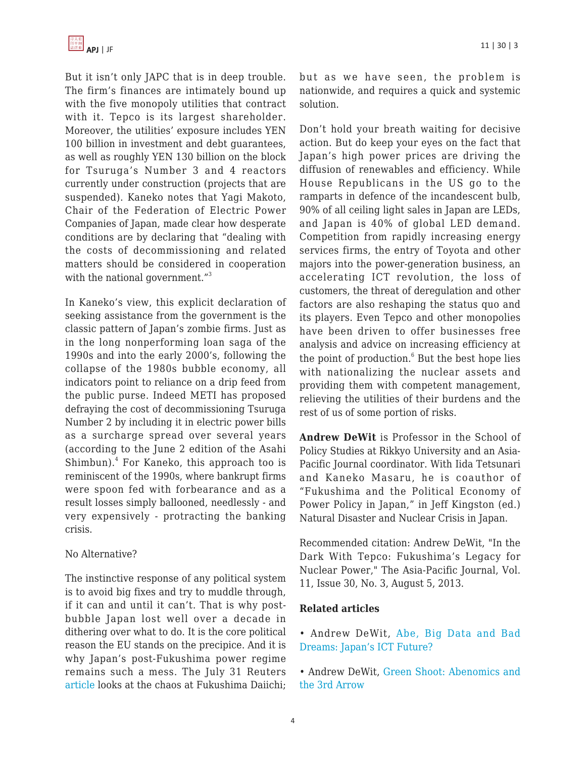But it isn't only JAPC that is in deep trouble. The firm's finances are intimately bound up with the five monopoly utilities that contract with it. Tepco is its largest shareholder. Moreover, the utilities' exposure includes YEN 100 billion in investment and debt guarantees, as well as roughly YEN 130 billion on the block for Tsuruga's Number 3 and 4 reactors currently under construction (projects that are suspended). Kaneko notes that Yagi Makoto, Chair of the Federation of Electric Power Companies of Japan, made clear how desperate conditions are by declaring that "dealing with the costs of decommissioning and related matters should be considered in cooperation with the national government."[3]

In Kaneko's view, this explicit declaration of seeking assistance from the government is the classic pattern of Japan's zombie firms. Just as in the long nonperforming loan saga of the 1990s and into the early 2000's, following the collapse of the 1980s bubble economy, all indicators point to reliance on a drip feed from the public purse. Indeed METI has proposed defraying the cost of decommissioning Tsuruga Number 2 by including it in electric power bills as a surcharge spread over several years (according to the June 2 edition of the Asahi Shimbun).[4] For Kaneko, this approach too is reminiscent of the 1990s, where bankrupt firms were spoon fed with forbearance and as a result losses simply ballooned, needlessly - and very expensively - protracting the banking crisis.

No Alternative?

The instinctive response of any political system is to avoid big fixes and try to muddle through, if it can and until it can't. That is why post-bubble Japan lost well over a decade in dithering over what to do. It is the core political reason the EU stands on the precipice. And it is why Japan's post-Fukushima power regime remains such a mess. The July 31 Reuters article looks at the chaos at Fukushima Daiichi; but as we have seen, the problem is nationwide, and requires a quick and systemic solution.

Don't hold your breath waiting for decisive action. But do keep your eyes on the fact that Japan's high power prices are driving the diffusion of renewables and efficiency. While House Republicans in the US go to the ramparts in defence of the incandescent bulb, 90% of all ceiling light sales in Japan are LEDs, and Japan is 40% of global LED demand. Competition from rapidly increasing energy services firms, the entry of Toyota and other majors into the power-generation business, an accelerating ICT revolution, the loss of customers, the threat of deregulation and other factors are also reshaping the status quo and its players. Even Tepco and other monopolies have been driven to offer businesses free analysis and advice on increasing efficiency at the point of production.[6] But the best hope lies with nationalizing the nuclear assets and providing them with competent management, relieving the utilities of their burdens and the rest of us of some portion of risks.

**Andrew DeWit** is Professor in the School of Policy Studies at Rikkyo University and an Asia-Pacific Journal coordinator. With Iida Tetsunari and Kaneko Masaru, he is coauthor of "Fukushima and the Political Economy of Power Policy in Japan," in Jeff Kingston (ed.) Natural Disaster and Nuclear Crisis in Japan.

Recommended citation: Andrew DeWit, "In the Dark With Tepco: Fukushima's Legacy for Nuclear Power," The Asia-Pacific Journal, Vol. 11, Issue 30, No. 3, August 5, 2013.

**Related articles**

- Andrew DeWit, Abe, Big Data and Bad Dreams: Japan's ICT Future?
- Andrew DeWit, Green Shoot: Abenomics and the 3rd Arrow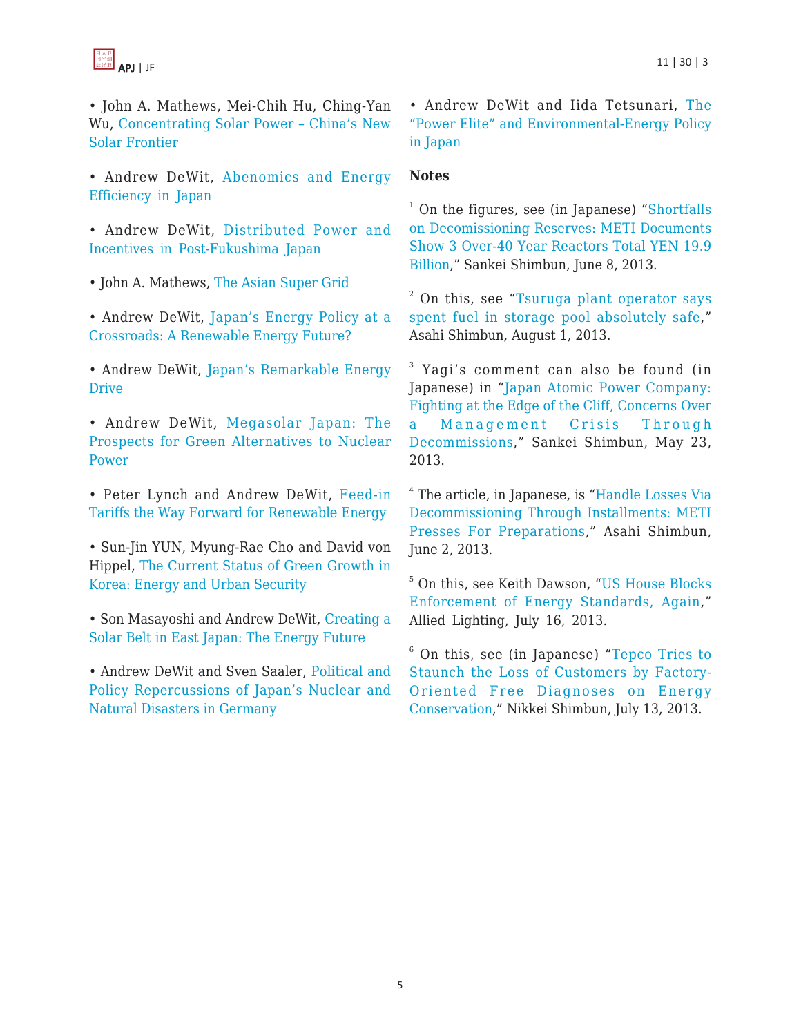- John A. Mathews, Mei-Chih Hu, Ching-Yan Wu, Concentrating Solar Power – China's New Solar Frontier

- Andrew DeWit, Abenomics and Energy Efficiency in Japan

- Andrew DeWit, Distributed Power and Incentives in Post-Fukushima Japan

- John A. Mathews, The Asian Super Grid

- Andrew DeWit, Japan's Energy Policy at a Crossroads: A Renewable Energy Future?

- Andrew DeWit, Japan's Remarkable Energy Drive

- Andrew DeWit, Megasolar Japan: The Prospects for Green Alternatives to Nuclear Power

- Peter Lynch and Andrew DeWit, Feed-in Tariffs the Way Forward for Renewable Energy

- Sun-Jin YUN, Myung-Rae Cho and David von Hippel, The Current Status of Green Growth in Korea: Energy and Urban Security

- Son Masayoshi and Andrew DeWit, Creating a Solar Belt in East Japan: The Energy Future

- Andrew DeWit and Sven Saaler, Political and Policy Repercussions of Japan's Nuclear and Natural Disasters in Germany

- Andrew DeWit and Iida Tetsunari, The "Power Elite" and Environmental-Energy Policy in Japan

**Notes**

[1] On the figures, see (in Japanese) "Shortfalls on Decomissioning Reserves: METI Documents Show 3 Over-40 Year Reactors Total YEN 19.9 Billion," Sankei Shimbun, June 8, 2013.

[2] On this, see "Tsuruga plant operator says spent fuel in storage pool absolutely safe," Asahi Shimbun, August 1, 2013.

[3] Yagi's comment can also be found (in Japanese) in "Japan Atomic Power Company: Fighting at the Edge of the Cliff, Concerns Over a Management Crisis Through Decommissions," Sankei Shimbun, May 23, 2013.

[4] The article, in Japanese, is "Handle Losses Via Decommissioning Through Installments: METI Presses For Preparations," Asahi Shimbun, June 2, 2013.

[5] On this, see Keith Dawson, "US House Blocks Enforcement of Energy Standards, Again," Allied Lighting, July 16, 2013.

[6] On this, see (in Japanese) "Tepco Tries to Staunch the Loss of Customers by Factory-Oriented Free Diagnoses on Energy Conservation," Nikkei Shimbun, July 13, 2013.